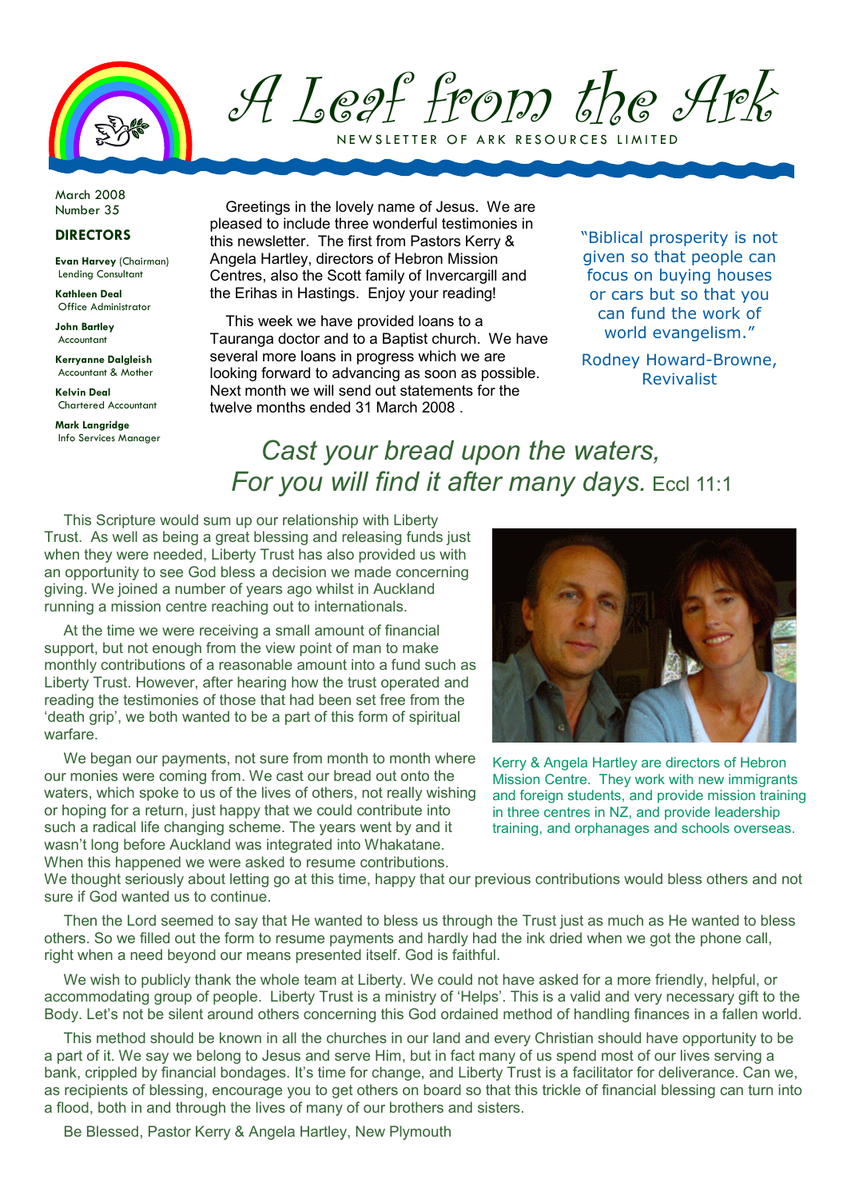# A Leaf from the Ark

NEWSLETTER OF ARK RESOURCES LIMITED

March 2008
Number 35

**DIRECTORS**

**Evan Harvey** (Chairman)
Lending Consultant

**Kathleen Deal**
Office Administrator

**John Bartley**
Accountant

**Kerryanne Dalgleish**
Accountant & Mother

**Kelvin Deal**
Chartered Accountant

**Mark Langridge**
Info Services Manager

Greetings in the lovely name of Jesus. We are pleased to include three wonderful testimonies in this newsletter. The first from Pastors Kerry & Angela Hartley, directors of Hebron Mission Centres, also the Scott family of Invercargill and the Erihas in Hastings. Enjoy your reading!

This week we have provided loans to a Tauranga doctor and to a Baptist church. We have several more loans in progress which we are looking forward to advancing as soon as possible. Next month we will send out statements for the twelve months ended 31 March 2008 .

"Biblical prosperity is not given so that people can focus on buying houses or cars but so that you can fund the work of world evangelism."

Rodney Howard-Browne, Revivalist

## *Cast your bread upon the waters, For you will find it after many days.* Eccl 11:1

This Scripture would sum up our relationship with Liberty Trust. As well as being a great blessing and releasing funds just when they were needed, Liberty Trust has also provided us with an opportunity to see God bless a decision we made concerning giving. We joined a number of years ago whilst in Auckland running a mission centre reaching out to internationals.

At the time we were receiving a small amount of financial support, but not enough from the view point of man to make monthly contributions of a reasonable amount into a fund such as Liberty Trust. However, after hearing how the trust operated and reading the testimonies of those that had been set free from the 'death grip', we both wanted to be a part of this form of spiritual warfare.

Kerry & Angela Hartley are directors of Hebron Mission Centre. They work with new immigrants and foreign students, and provide mission training in three centres in NZ, and provide leadership training, and orphanages and schools overseas.

We began our payments, not sure from month to month where our monies were coming from. We cast our bread out onto the waters, which spoke to us of the lives of others, not really wishing or hoping for a return, just happy that we could contribute into such a radical life changing scheme. The years went by and it wasn't long before Auckland was integrated into Whakatane. When this happened we were asked to resume contributions. We thought seriously about letting go at this time, happy that our previous contributions would bless others and not sure if God wanted us to continue.

Then the Lord seemed to say that He wanted to bless us through the Trust just as much as He wanted to bless others. So we filled out the form to resume payments and hardly had the ink dried when we got the phone call, right when a need beyond our means presented itself. God is faithful.

We wish to publicly thank the whole team at Liberty. We could not have asked for a more friendly, helpful, or accommodating group of people. Liberty Trust is a ministry of 'Helps'. This is a valid and very necessary gift to the Body. Let's not be silent around others concerning this God ordained method of handling finances in a fallen world.

This method should be known in all the churches in our land and every Christian should have opportunity to be a part of it. We say we belong to Jesus and serve Him, but in fact many of us spend most of our lives serving a bank, crippled by financial bondages. It's time for change, and Liberty Trust is a facilitator for deliverance. Can we, as recipients of blessing, encourage you to get others on board so that this trickle of financial blessing can turn into a flood, both in and through the lives of many of our brothers and sisters.

Be Blessed, Pastor Kerry & Angela Hartley, New Plymouth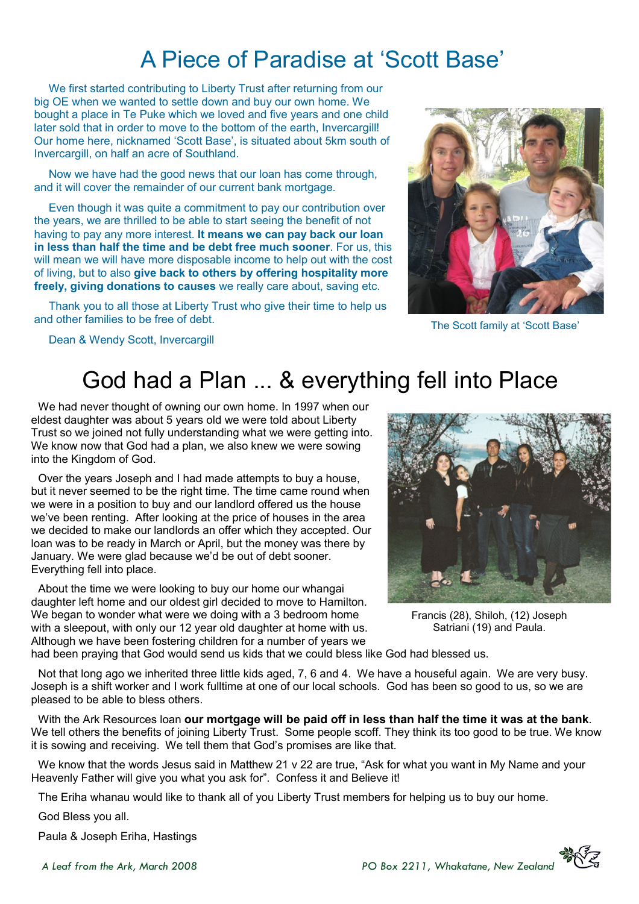# A Piece of Paradise at 'Scott Base'

We first started contributing to Liberty Trust after returning from our big OE when we wanted to settle down and buy our own home. We bought a place in Te Puke which we loved and five years and one child later sold that in order to move to the bottom of the earth, Invercargill! Our home here, nicknamed 'Scott Base', is situated about 5km south of Invercargill, on half an acre of Southland.

Now we have had the good news that our loan has come through, and it will cover the remainder of our current bank mortgage.

Even though it was quite a commitment to pay our contribution over the years, we are thrilled to be able to start seeing the benefit of not having to pay any more interest. **It means we can pay back our loan in less than half the time and be debt free much sooner**. For us, this will mean we will have more disposable income to help out with the cost of living, but to also **give back to others by offering hospitality more freely, giving donations to causes** we really care about, saving etc.

Thank you to all those at Liberty Trust who give their time to help us and other families to be free of debt.

Dean & Wendy Scott, Invercargill

The Scott family at 'Scott Base'

# God had a Plan ... & everything fell into Place

We had never thought of owning our own home. In 1997 when our eldest daughter was about 5 years old we were told about Liberty Trust so we joined not fully understanding what we were getting into. We know now that God had a plan, we also knew we were sowing into the Kingdom of God.

Over the years Joseph and I had made attempts to buy a house, but it never seemed to be the right time. The time came round when we were in a position to buy and our landlord offered us the house we've been renting. After looking at the price of houses in the area we decided to make our landlords an offer which they accepted. Our loan was to be ready in March or April, but the money was there by January. We were glad because we'd be out of debt sooner. Everything fell into place.

About the time we were looking to buy our home our whangai daughter left home and our oldest girl decided to move to Hamilton. We began to wonder what were we doing with a 3 bedroom home with a sleepout, with only our 12 year old daughter at home with us. Although we have been fostering children for a number of years we had been praying that God would send us kids that we could bless like God had blessed us.

Francis (28), Shiloh, (12) Joseph Satriani (19) and Paula.

Not that long ago we inherited three little kids aged, 7, 6 and 4. We have a houseful again. We are very busy. Joseph is a shift worker and I work fulltime at one of our local schools. God has been so good to us, so we are pleased to be able to bless others.

With the Ark Resources loan **our mortgage will be paid off in less than half the time it was at the bank**. We tell others the benefits of joining Liberty Trust. Some people scoff. They think its too good to be true. We know it is sowing and receiving. We tell them that God's promises are like that.

We know that the words Jesus said in Matthew 21 v 22 are true, "Ask for what you want in My Name and your Heavenly Father will give you what you ask for". Confess it and Believe it!

The Eriha whanau would like to thank all of you Liberty Trust members for helping us to buy our home.

God Bless you all.

Paula & Joseph Eriha, Hastings